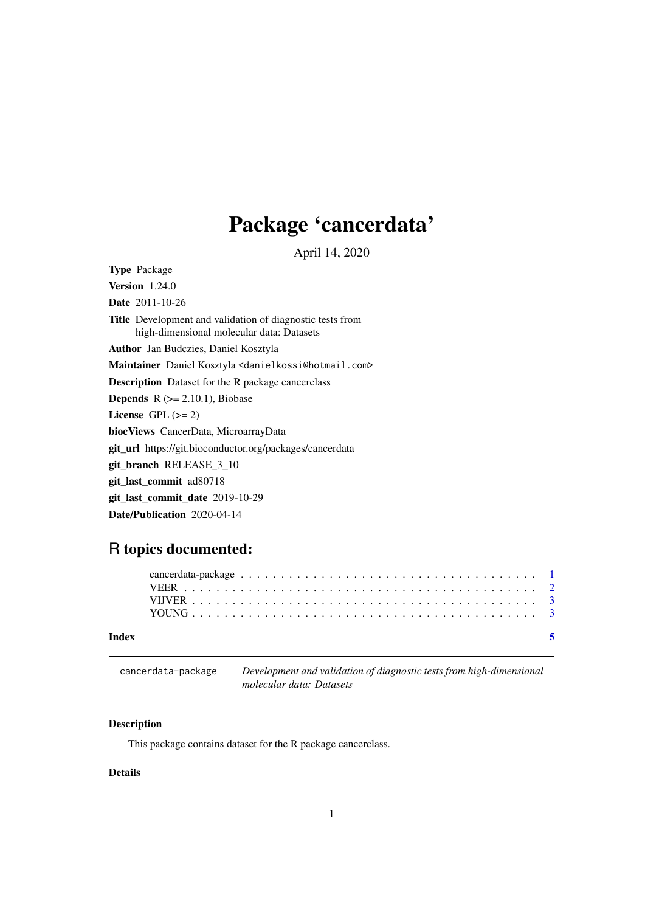# Package 'cancerdata'

April 14, 2020

**Type** Package

**Version** 1.24.0

**Date** 2011-10-26

**Title** Development and validation of diagnostic tests from high-dimensional molecular data: Datasets

**Author** Jan Budczies, Daniel Kosztyla

**Maintainer** Daniel Kosztyla <danielkossi@hotmail.com>

**Description** Dataset for the R package cancerclass

**Depends** R (>= 2.10.1), Biobase

**License** GPL (>= 2)

**biocViews** CancerData, MicroarrayData

**git_url** https://git.bioconductor.org/packages/cancerdata

**git_branch** RELEASE_3_10

**git_last_commit** ad80718

**git_last_commit_date** 2019-10-29

**Date/Publication** 2020-04-14

## R topics documented:

- cancerdata-package . . . . . . . . . . . . . . . . . . . . . . . . . . . . . . . . . . . 1
- VEER . . . . . . . . . . . . . . . . . . . . . . . . . . . . . . . . . . . . . . . . . . . 2
- VIJVER . . . . . . . . . . . . . . . . . . . . . . . . . . . . . . . . . . . . . . . . . . 3
- YOUNG . . . . . . . . . . . . . . . . . . . . . . . . . . . . . . . . . . . . . . . . . . 3

**Index** 5

---

`cancerdata-package` *Development and validation of diagnostic tests from high-dimensional molecular data: Datasets*

---

### Description

This package contains dataset for the R package cancerclass.

### Details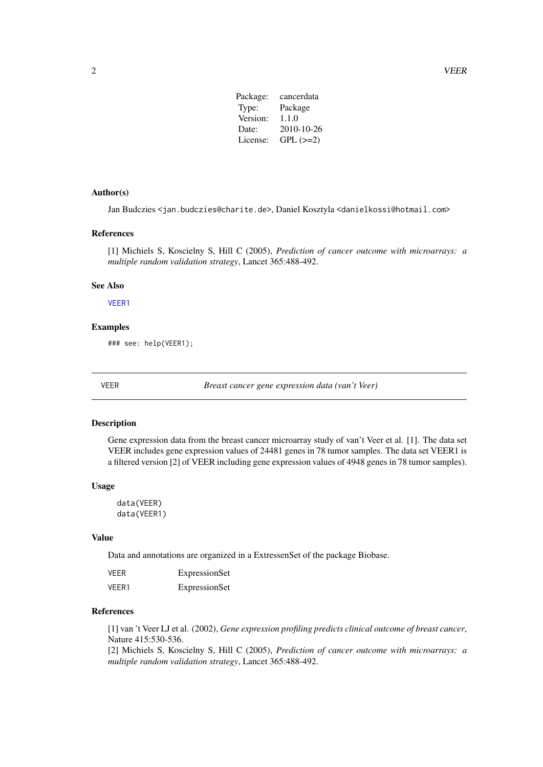| Package: | cancerdata |
|---|---|
| Type: | Package |
| Version: | 1.1.0 |
| Date: | 2010-10-26 |
| License: | GPL (>=2) |

### Author(s)

Jan Budczies <jan.budczies@charite.de>, Daniel Kosztyla <danielkossi@hotmail.com>

### References

[1] Michiels S, Koscielny S, Hill C (2005), *Prediction of cancer outcome with microarrays: a multiple random validation strategy*, Lancet 365:488-492.

### See Also

VEER1

### Examples

```
### see: help(VEER1);
```

---

## VEER — *Breast cancer gene expression data (van't Veer)*

---

### Description

Gene expression data from the breast cancer microarray study of van't Veer et al. [1]. The data set VEER includes gene expression values of 24481 genes in 78 tumor samples. The data set VEER1 is a filtered version [2] of VEER including gene expression values of 4948 genes in 78 tumor samples).

### Usage

```
data(VEER)
data(VEER1)
```

### Value

Data and annotations are organized in a ExtressenSet of the package Biobase.

| | |
|---|---|
| VEER | ExpressionSet |
| VEER1 | ExpressionSet |

### References

[1] van 't Veer LJ et al. (2002), *Gene expression profiling predicts clinical outcome of breast cancer*, Nature 415:530-536.
[2] Michiels S, Koscielny S, Hill C (2005), *Prediction of cancer outcome with microarrays: a multiple random validation strategy*, Lancet 365:488-492.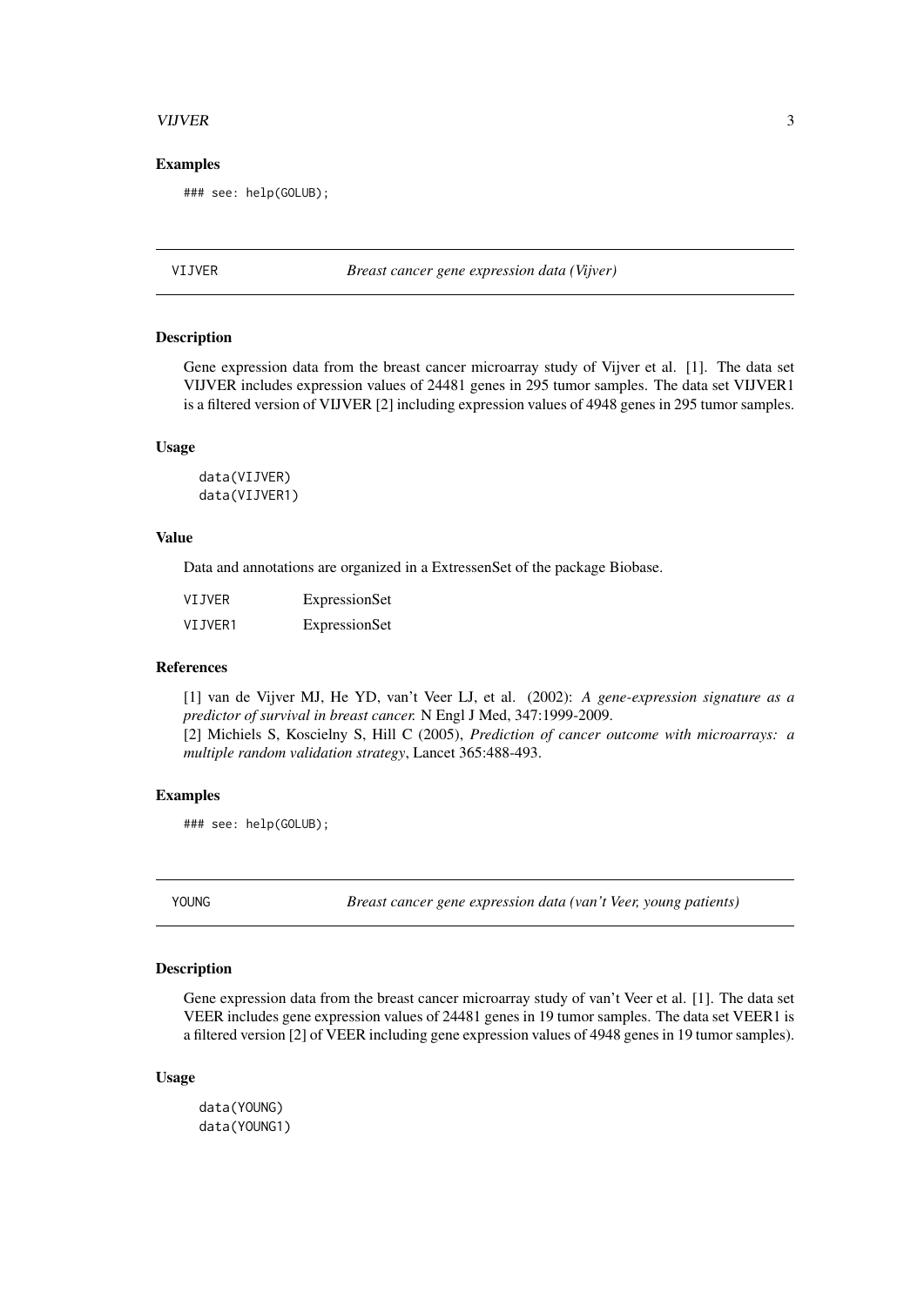### Examples

```
### see: help(GOLUB);
```

---

## VIJVER — *Breast cancer gene expression data (Vijver)*

---

### Description

Gene expression data from the breast cancer microarray study of Vijver et al. [1]. The data set VIJVER includes expression values of 24481 genes in 295 tumor samples. The data set VIJVER1 is a filtered version of VIJVER [2] including expression values of 4948 genes in 295 tumor samples.

### Usage

```
data(VIJVER)
data(VIJVER1)
```

### Value

Data and annotations are organized in a ExtressenSet of the package Biobase.

| | |
|---|---|
| VIJVER | ExpressionSet |
| VIJVER1 | ExpressionSet |

### References

[1] van de Vijver MJ, He YD, van't Veer LJ, et al. (2002): *A gene-expression signature as a predictor of survival in breast cancer.* N Engl J Med, 347:1999-2009.
[2] Michiels S, Koscielny S, Hill C (2005), *Prediction of cancer outcome with microarrays: a multiple random validation strategy*, Lancet 365:488-493.

### Examples

```
### see: help(GOLUB);
```

---

## YOUNG — *Breast cancer gene expression data (van't Veer, young patients)*

---

### Description

Gene expression data from the breast cancer microarray study of van't Veer et al. [1]. The data set VEER includes gene expression values of 24481 genes in 19 tumor samples. The data set VEER1 is a filtered version [2] of VEER including gene expression values of 4948 genes in 19 tumor samples).

### Usage

```
data(YOUNG)
data(YOUNG1)
```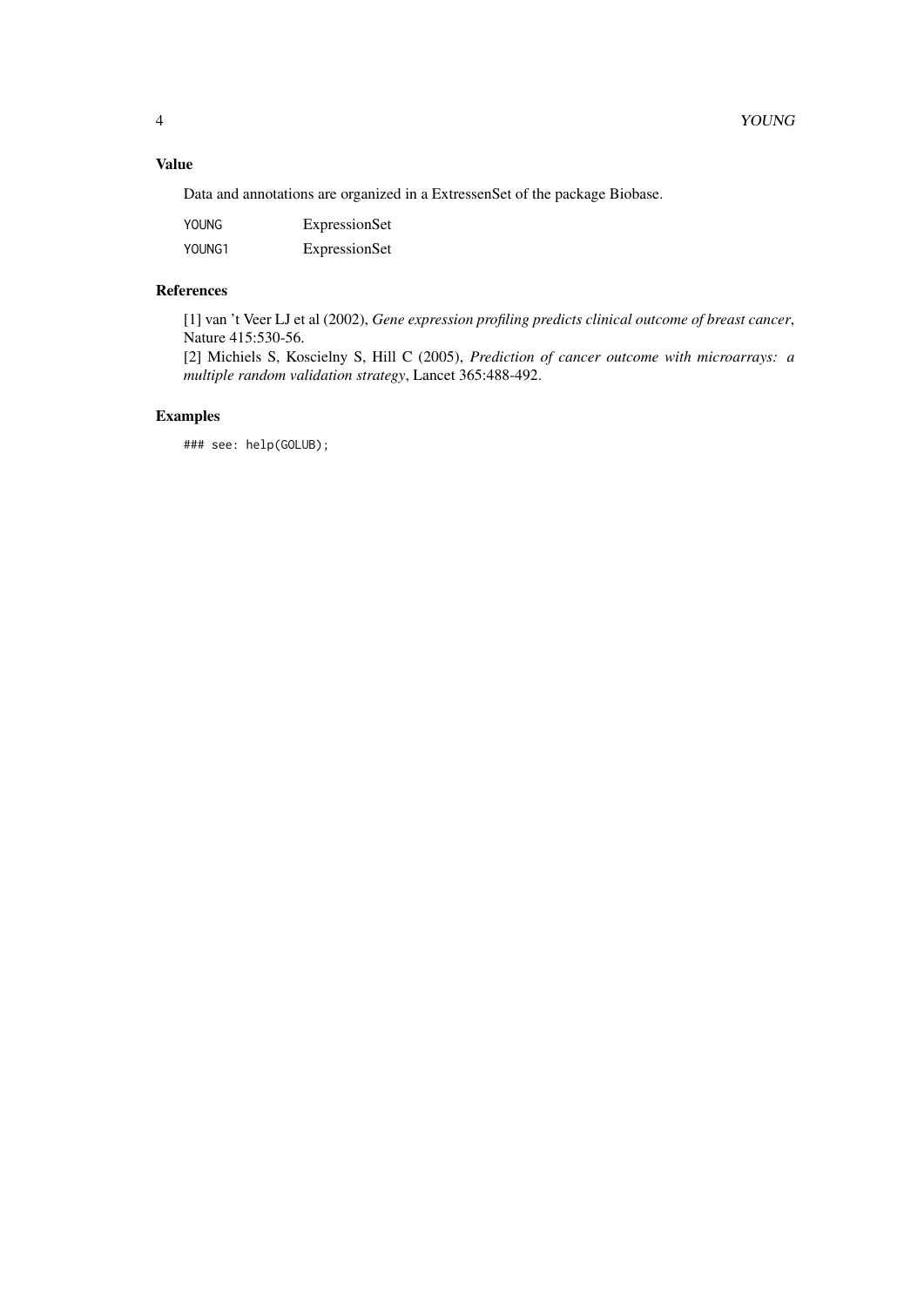## Value

Data and annotations are organized in a ExtressenSet of the package Biobase.

| | |
|---|---|
| YOUNG | ExpressionSet |
| YOUNG1 | ExpressionSet |

## References

[1] van 't Veer LJ et al (2002), *Gene expression profiling predicts clinical outcome of breast cancer*, Nature 415:530-56.
[2] Michiels S, Koscielny S, Hill C (2005), *Prediction of cancer outcome with microarrays: a multiple random validation strategy*, Lancet 365:488-492.

## Examples

```
### see: help(GOLUB);
```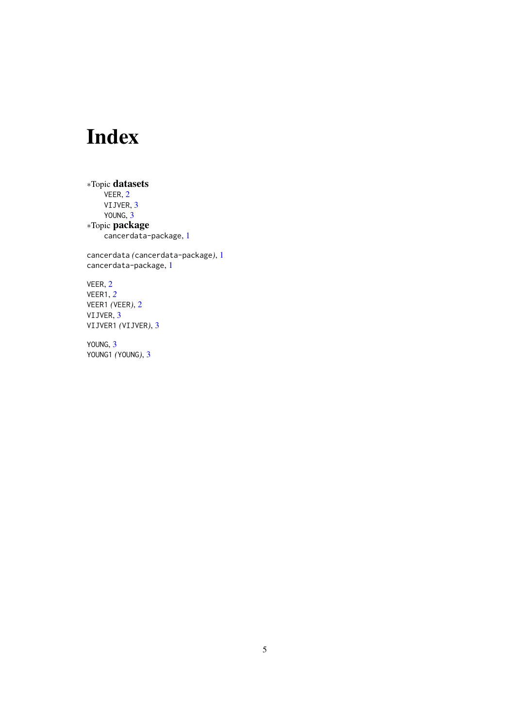# Index

*Topic **datasets**
- VEER, 2
- VIJVER, 3
- YOUNG, 3

*Topic **package**
- cancerdata-package, 1

cancerdata *(*cancerdata-package*)*, 1
cancerdata-package, 1

VEER, 2
VEER1, *2*
VEER1 *(*VEER*)*, 2
VIJVER, 3
VIJVER1 *(*VIJVER*)*, 3

YOUNG, 3
YOUNG1 *(*YOUNG*)*, 3